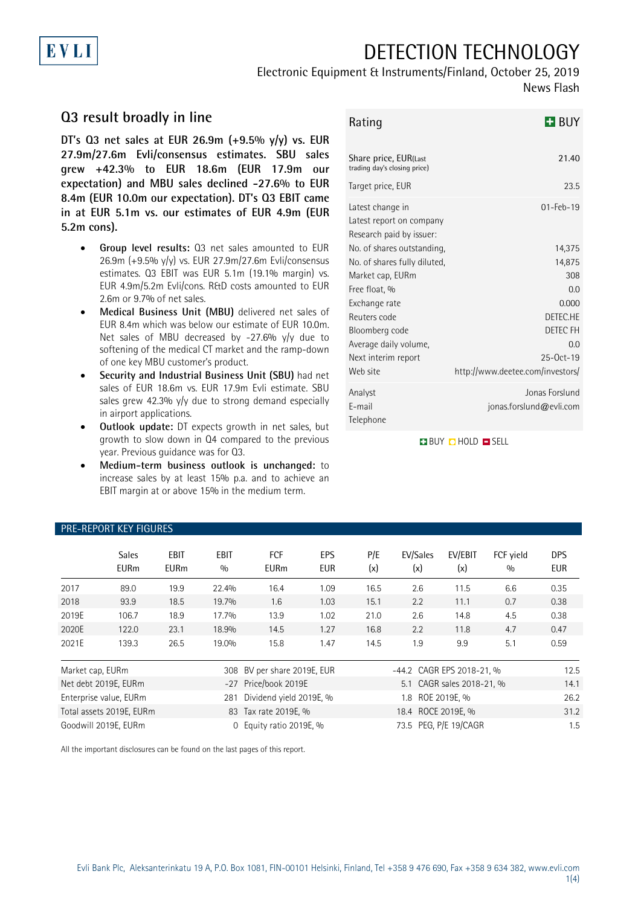EVLI

# DETECTION TECHNOLOGY

Electronic Equipment & Instruments/Finland, October 25, 2019

News Flash

## Q3 result broadly in line

**DT's Q3 net sales at EUR 26.9m (+9.5% y/y) vs. EUR 27.9m/27.6m Evli/consensus estimates. SBU sales grew +42.3% to EUR 18.6m (EUR 17.9m our expectation) and MBU sales declined -27.6% to EUR 8.4m (EUR 10.0m our expectation). DT's Q3 EBIT came in at EUR 5.1m vs. our estimates of EUR 4.9m (EUR 5.2m cons).**

- **Group level results:** Q3 net sales amounted to EUR 26.9m (+9.5% y/y) vs. EUR 27.9m/27.6m Evli/consensus estimates. Q3 EBIT was EUR 5.1m (19.1% margin) vs. EUR 4.9m/5.2m Evli/cons. R&D costs amounted to EUR 2.6m or 9.7% of net sales.
- **Medical Business Unit (MBU)** delivered net sales of EUR 8.4m which was below our estimate of EUR 10.0m. Net sales of MBU decreased by -27.6% y/y due to softening of the medical CT market and the ramp-down of one key MBU customer's product.
- **Security and Industrial Business Unit (SBU)** had net sales of EUR 18.6m vs. EUR 17.9m Evli estimate. SBU sales grew 42.3% y/y due to strong demand especially in airport applications.
- **Outlook update:** DT expects growth in net sales, but growth to slow down in Q4 compared to the previous year. Previous guidance was for Q3.
- **Medium-term business outlook is unchanged:** to increase sales by at least 15% p.a. and to achieve an EBIT margin at or above 15% in the medium term.

| Rating | BUY |
|---|---|
| Share price, EUR(Last trading day's closing price) | 21.40 |
| Target price, EUR | 23.5 |
| Latest change in | 01-Feb-19 |
| Latest report on company | |
| Research paid by issuer: | |
| No. of shares outstanding, | 14,375 |
| No. of shares fully diluted, | 14,875 |
| Market cap, EURm | 308 |
| Free float, % | 0.0 |
| Exchange rate | 0.000 |
| Reuters code | DETEC.HE |
| Bloomberg code | DETEC FH |
| Average daily volume, | 0.0 |
| Next interim report | 25-Oct-19 |
| Web site | http://www.deetee.com/investors/ |
| Analyst | Jonas Forslund |
| E-mail | jonas.forslund@evli.com |
| Telephone | |

BUY HOLD SELL

### PRE-REPORT KEY FIGURES

| | Sales EURm | EBIT EURm | EBIT % | FCF EURm | EPS EUR | P/E (x) | EV/Sales (x) | EV/EBIT (x) | FCF yield % | DPS EUR |
|---|---|---|---|---|---|---|---|---|---|---|
| 2017 | 89.0 | 19.9 | 22.4% | 16.4 | 1.09 | 16.5 | 2.6 | 11.5 | 6.6 | 0.35 |
| 2018 | 93.9 | 18.5 | 19.7% | 1.6 | 1.03 | 15.1 | 2.2 | 11.1 | 0.7 | 0.38 |
| 2019E | 106.7 | 18.9 | 17.7% | 13.9 | 1.02 | 21.0 | 2.6 | 14.8 | 4.5 | 0.38 |
| 2020E | 122.0 | 23.1 | 18.9% | 14.5 | 1.27 | 16.8 | 2.2 | 11.8 | 4.7 | 0.47 |
| 2021E | 139.3 | 26.5 | 19.0% | 15.8 | 1.47 | 14.5 | 1.9 | 9.9 | 5.1 | 0.59 |

| | | | | | |
|---|---|---|---|---|---|
| Market cap, EURm | 308 | BV per share 2019E, EUR | -44.2 | CAGR EPS 2018-21, % | 12.5 |
| Net debt 2019E, EURm | -27 | Price/book 2019E | 5.1 | CAGR sales 2018-21, % | 14.1 |
| Enterprise value, EURm | 281 | Dividend yield 2019E, % | 1.8 | ROE 2019E, % | 26.2 |
| Total assets 2019E, EURm | 83 | Tax rate 2019E, % | 18.4 | ROCE 2019E, % | 31.2 |
| Goodwill 2019E, EURm | 0 | Equity ratio 2019E, % | 73.5 | PEG, P/E 19/CAGR | 1.5 |

All the important disclosures can be found on the last pages of this report.

Evli Bank Plc, Aleksanterinkatu 19 A, P.O. Box 1081, FIN-00101 Helsinki, Finland, Tel +358 9 476 690, Fax +358 9 634 382, www.evli.com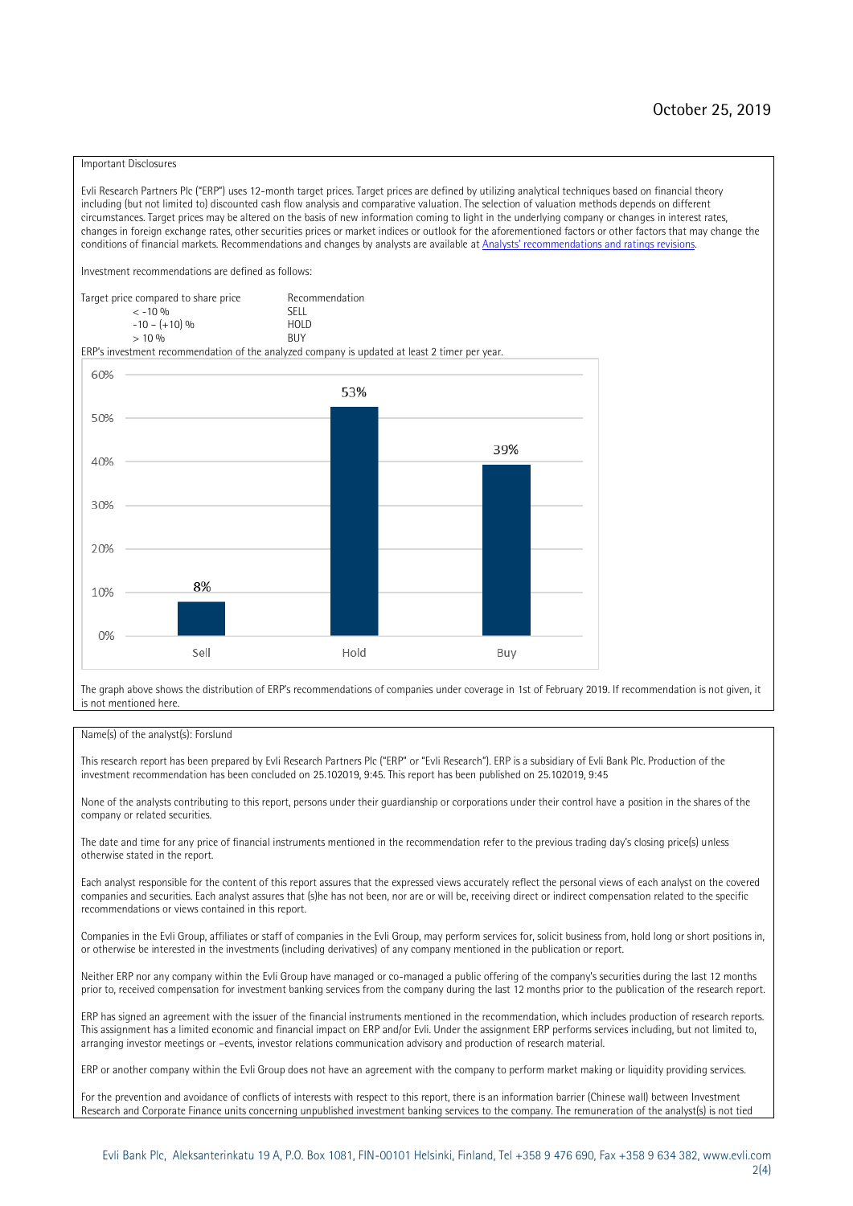October 25, 2019

Important Disclosures

Evli Research Partners Plc ("ERP") uses 12-month target prices. Target prices are defined by utilizing analytical techniques based on financial theory including (but not limited to) discounted cash flow analysis and comparative valuation. The selection of valuation methods depends on different circumstances. Target prices may be altered on the basis of new information coming to light in the underlying company or changes in interest rates, changes in foreign exchange rates, other securities prices or market indices or outlook for the aforementioned factors or other factors that may change the conditions of financial markets. Recommendations and changes by analysts are available at [Analysts' recommendations and ratings revisions](#).

Investment recommendations are defined as follows:

| Target price compared to share price | Recommendation |
|---|---|
| < -10 % | SELL |
| -10 – (+10) % | HOLD |
| > 10 % | BUY |

ERP's investment recommendation of the analyzed company is updated at least 2 timer per year.

| | Sell | Hold | Buy |
|---|---|---|---|
| Share of recommendations | 8% | 53% | 39% |

The graph above shows the distribution of ERP's recommendations of companies under coverage in 1st of February 2019. If recommendation is not given, it is not mentioned here.

Name(s) of the analyst(s): Forslund

This research report has been prepared by Evli Research Partners Plc ("ERP" or "Evli Research"). ERP is a subsidiary of Evli Bank Plc. Production of the investment recommendation has been concluded on 25.102019, 9:45. This report has been published on 25.102019, 9:45

None of the analysts contributing to this report, persons under their guardianship or corporations under their control have a position in the shares of the company or related securities.

The date and time for any price of financial instruments mentioned in the recommendation refer to the previous trading day's closing price(s) unless otherwise stated in the report.

Each analyst responsible for the content of this report assures that the expressed views accurately reflect the personal views of each analyst on the covered companies and securities. Each analyst assures that (s)he has not been, nor are or will be, receiving direct or indirect compensation related to the specific recommendations or views contained in this report.

Companies in the Evli Group, affiliates or staff of companies in the Evli Group, may perform services for, solicit business from, hold long or short positions in, or otherwise be interested in the investments (including derivatives) of any company mentioned in the publication or report.

Neither ERP nor any company within the Evli Group have managed or co-managed a public offering of the company's securities during the last 12 months prior to, received compensation for investment banking services from the company during the last 12 months prior to the publication of the research report.

ERP has signed an agreement with the issuer of the financial instruments mentioned in the recommendation, which includes production of research reports. This assignment has a limited economic and financial impact on ERP and/or Evli. Under the assignment ERP performs services including, but not limited to, arranging investor meetings or –events, investor relations communication advisory and production of research material.

ERP or another company within the Evli Group does not have an agreement with the company to perform market making or liquidity providing services.

For the prevention and avoidance of conflicts of interests with respect to this report, there is an information barrier (Chinese wall) between Investment Research and Corporate Finance units concerning unpublished investment banking services to the company. The remuneration of the analyst(s) is not tied

Evli Bank Plc, Aleksanterinkatu 19 A, P.O. Box 1081, FIN-00101 Helsinki, Finland, Tel +358 9 476 690, Fax +358 9 634 382, www.evli.com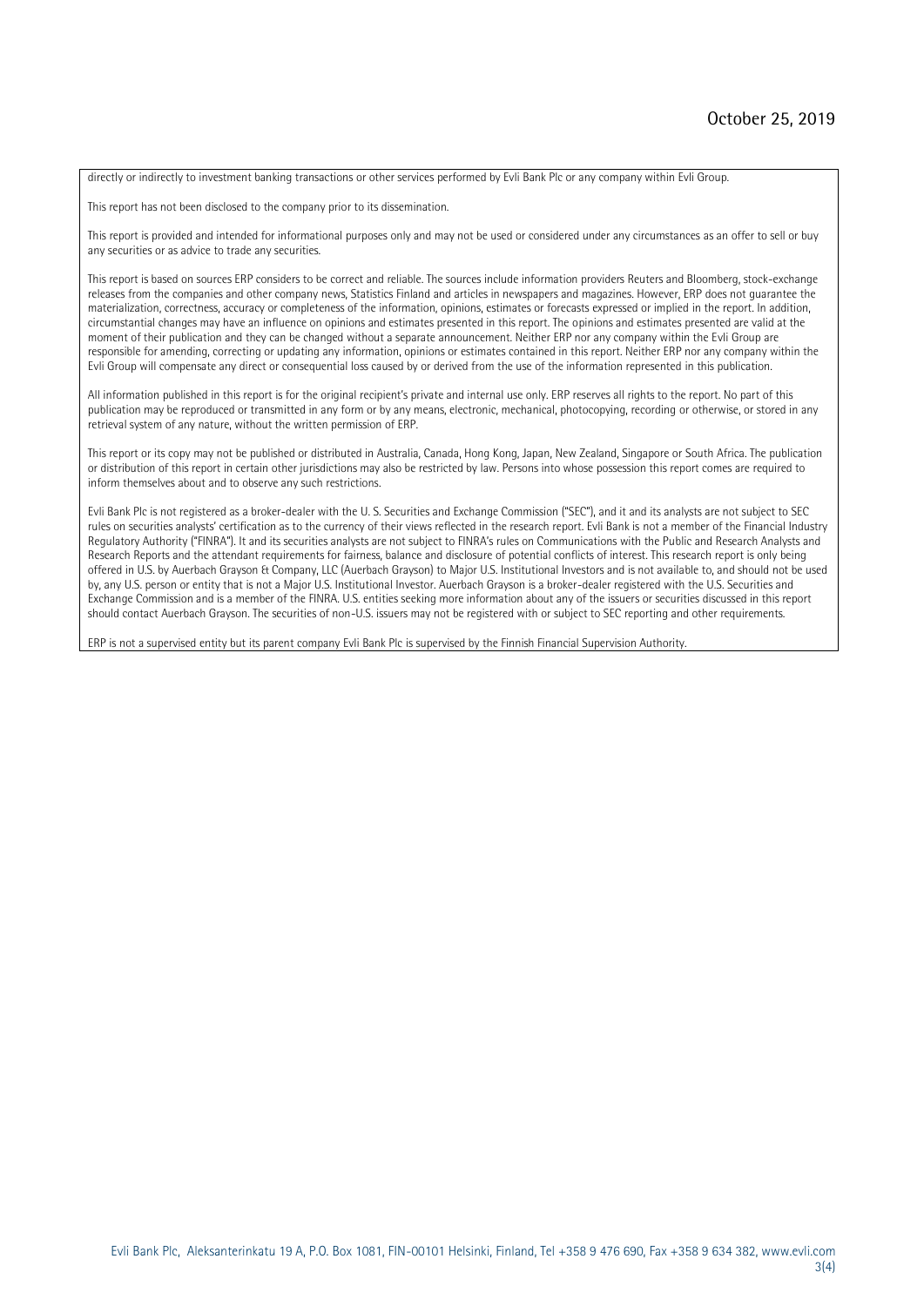directly or indirectly to investment banking transactions or other services performed by Evli Bank Plc or any company within Evli Group.

This report has not been disclosed to the company prior to its dissemination.

This report is provided and intended for informational purposes only and may not be used or considered under any circumstances as an offer to sell or buy any securities or as advice to trade any securities.

This report is based on sources ERP considers to be correct and reliable. The sources include information providers Reuters and Bloomberg, stock-exchange releases from the companies and other company news, Statistics Finland and articles in newspapers and magazines. However, ERP does not guarantee the materialization, correctness, accuracy or completeness of the information, opinions, estimates or forecasts expressed or implied in the report. In addition, circumstantial changes may have an influence on opinions and estimates presented in this report. The opinions and estimates presented are valid at the moment of their publication and they can be changed without a separate announcement. Neither ERP nor any company within the Evli Group are responsible for amending, correcting or updating any information, opinions or estimates contained in this report. Neither ERP nor any company within the Evli Group will compensate any direct or consequential loss caused by or derived from the use of the information represented in this publication.

All information published in this report is for the original recipient's private and internal use only. ERP reserves all rights to the report. No part of this publication may be reproduced or transmitted in any form or by any means, electronic, mechanical, photocopying, recording or otherwise, or stored in any retrieval system of any nature, without the written permission of ERP.

This report or its copy may not be published or distributed in Australia, Canada, Hong Kong, Japan, New Zealand, Singapore or South Africa. The publication or distribution of this report in certain other jurisdictions may also be restricted by law. Persons into whose possession this report comes are required to inform themselves about and to observe any such restrictions.

Evli Bank Plc is not registered as a broker-dealer with the U. S. Securities and Exchange Commission ("SEC"), and it and its analysts are not subject to SEC rules on securities analysts' certification as to the currency of their views reflected in the research report. Evli Bank is not a member of the Financial Industry Regulatory Authority ("FINRA"). It and its securities analysts are not subject to FINRA's rules on Communications with the Public and Research Analysts and Research Reports and the attendant requirements for fairness, balance and disclosure of potential conflicts of interest. This research report is only being offered in U.S. by Auerbach Grayson & Company, LLC (Auerbach Grayson) to Major U.S. Institutional Investors and is not available to, and should not be used by, any U.S. person or entity that is not a Major U.S. Institutional Investor. Auerbach Grayson is a broker-dealer registered with the U.S. Securities and Exchange Commission and is a member of the FINRA. U.S. entities seeking more information about any of the issuers or securities discussed in this report should contact Auerbach Grayson. The securities of non-U.S. issuers may not be registered with or subject to SEC reporting and other requirements.

ERP is not a supervised entity but its parent company Evli Bank Plc is supervised by the Finnish Financial Supervision Authority.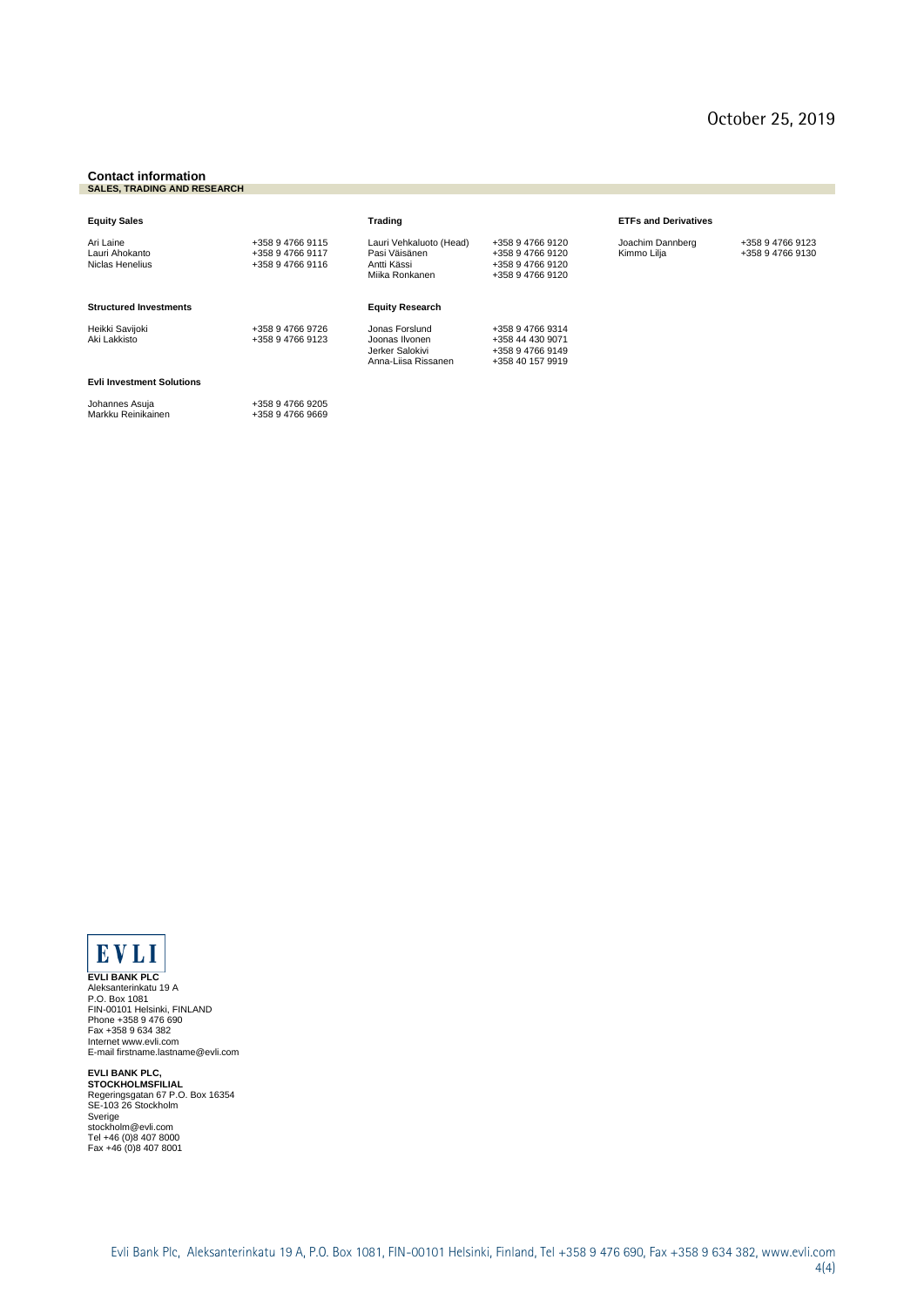October 25, 2019

## Contact information

**SALES, TRADING AND RESEARCH**

| | | | | | |
|---|---|---|---|---|---|
| **Equity Sales** | | **Trading** | | **ETFs and Derivatives** | |
| Ari Laine | +358 9 4766 9115 | Lauri Vehkaluoto (Head) | +358 9 4766 9120 | Joachim Dannberg | +358 9 4766 9123 |
| Lauri Ahokanto | +358 9 4766 9117 | Pasi Väisänen | +358 9 4766 9120 | Kimmo Lilja | +358 9 4766 9130 |
| Niclas Henelius | +358 9 4766 9116 | Antti Kässi | +358 9 4766 9120 | | |
| | | Miika Ronkanen | +358 9 4766 9120 | | |
| **Structured Investments** | | **Equity Research** | | | |
| Heikki Savijoki | +358 9 4766 9726 | Jonas Forslund | +358 9 4766 9314 | | |
| Aki Lakkisto | +358 9 4766 9123 | Joonas Ilvonen | +358 44 430 9071 | | |
| | | Jerker Salokivi | +358 9 4766 9149 | | |
| | | Anna-Liisa Rissanen | +358 40 157 9919 | | |
| **Evli Investment Solutions** | | | | | |
| Johannes Asuja | +358 9 4766 9205 | | | | |
| Markku Reinikainen | +358 9 4766 9669 | | | | |

EVLI

**EVLI BANK PLC**
Aleksanterinkatu 19 A
P.O. Box 1081
FIN-00101 Helsinki, FINLAND
Phone +358 9 476 690
Fax +358 9 634 382
Internet www.evli.com
E-mail firstname.lastname@evli.com

**EVLI BANK PLC,**
**STOCKHOLMSFILIAL**
Regeringsgatan 67 P.O. Box 16354
SE-103 26 Stockholm
Sverige
stockholm@evli.com
Tel +46 (0)8 407 8000
Fax +46 (0)8 407 8001

Evli Bank Plc, Aleksanterinkatu 19 A, P.O. Box 1081, FIN-00101 Helsinki, Finland, Tel +358 9 476 690, Fax +358 9 634 382, www.evli.com